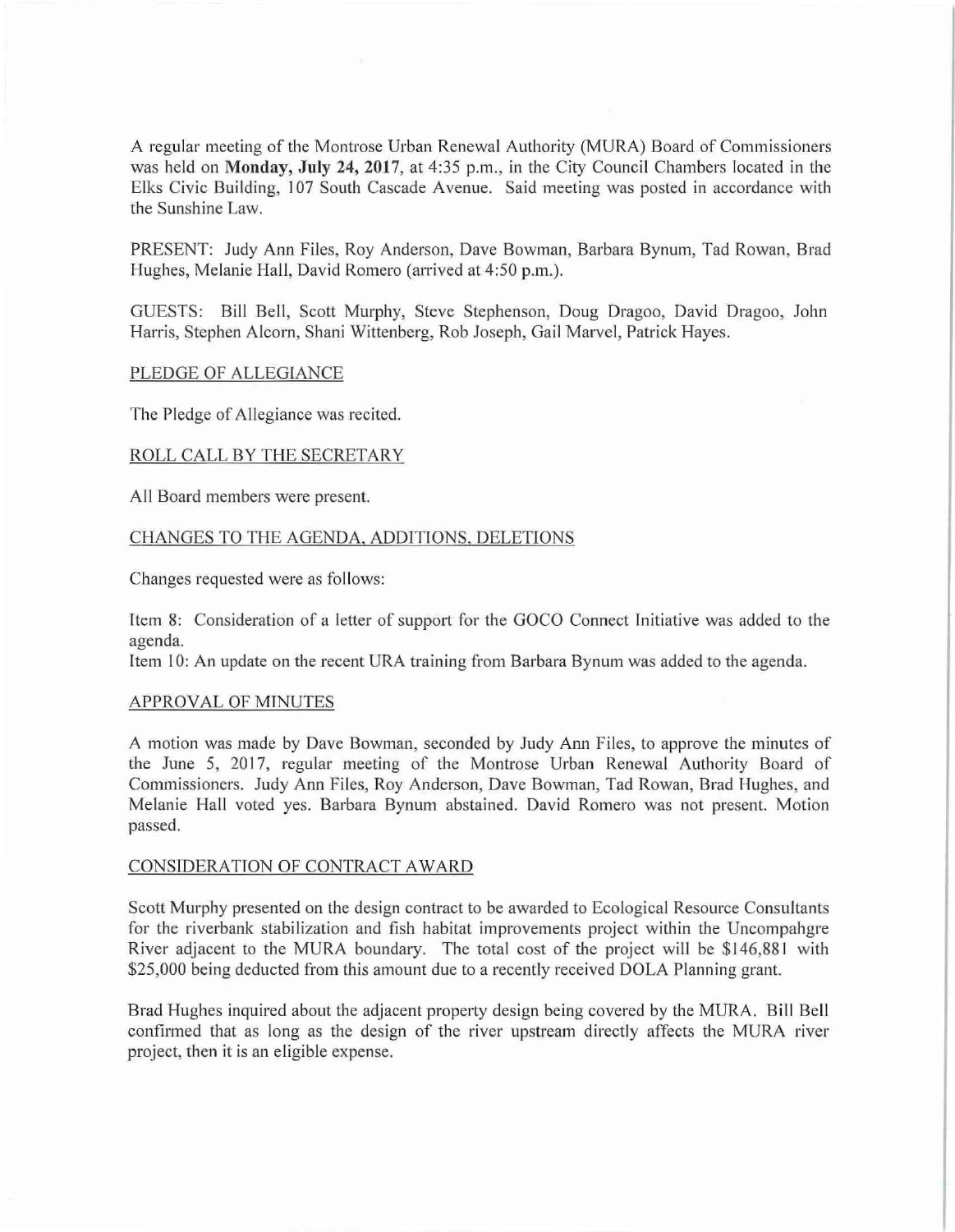A regular meeting of the Montrose Urban Renewal Authority (MURA) Board of Commissioners was held on **Monday, July 24, 2017**, at 4:35 p.m., in the City Council Chambers located in the Elks Civic Building, 107 South Cascade Avenue. Said meeting was posted in accordance with the Sunshine Law.

PRESENT: Judy Ann Files, Roy Anderson, Dave Bowman, Barbara Bynum, Tad Rowan, Brad Hughes, Melanie Hall, David Romero (arrived at 4:50 p.m.).

GUESTS: Bill Bell, Scott Murphy, Steve Stephenson, Doug Dragoo, David Dragoo, John Harris, Stephen Alcorn, Shani Wittenberg, Rob Joseph, Gail Marvel, Patrick Hayes.

PLEDGE OF ALLEGIANCE

The Pledge of Allegiance was recited.

ROLL CALL BY THE SECRETARY

All Board members were present.

CHANGES TO THE AGENDA, ADDITIONS, DELETIONS

Changes requested were as follows:

Item 8: Consideration of a letter of support for the GOCO Connect Initiative was added to the agenda.
Item 10: An update on the recent URA training from Barbara Bynum was added to the agenda.

APPROVAL OF MINUTES

A motion was made by Dave Bowman, seconded by Judy Ann Files, to approve the minutes of the June 5, 2017, regular meeting of the Montrose Urban Renewal Authority Board of Commissioners. Judy Ann Files, Roy Anderson, Dave Bowman, Tad Rowan, Brad Hughes, and Melanie Hall voted yes. Barbara Bynum abstained. David Romero was not present. Motion passed.

CONSIDERATION OF CONTRACT AWARD

Scott Murphy presented on the design contract to be awarded to Ecological Resource Consultants for the riverbank stabilization and fish habitat improvements project within the Uncompahgre River adjacent to the MURA boundary. The total cost of the project will be $146,881 with $25,000 being deducted from this amount due to a recently received DOLA Planning grant.

Brad Hughes inquired about the adjacent property design being covered by the MURA. Bill Bell confirmed that as long as the design of the river upstream directly affects the MURA river project, then it is an eligible expense.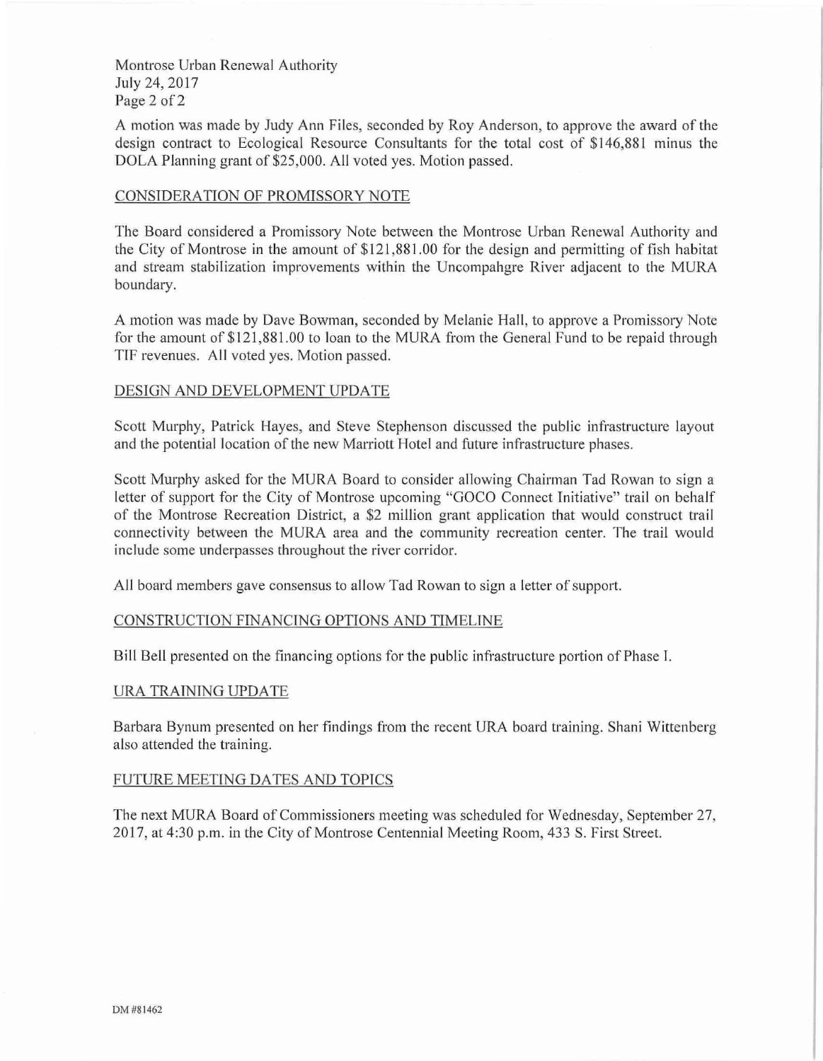A motion was made by Judy Ann Files, seconded by Roy Anderson, to approve the award of the design contract to Ecological Resource Consultants for the total cost of $146,881 minus the DOLA Planning grant of $25,000. All voted yes. Motion passed.

## CONSIDERATION OF PROMISSORY NOTE

The Board considered a Promissory Note between the Montrose Urban Renewal Authority and the City of Montrose in the amount of $121,881.00 for the design and permitting of fish habitat and stream stabilization improvements within the Uncompahgre River adjacent to the MURA boundary.

A motion was made by Dave Bowman, seconded by Melanie Hall, to approve a Promissory Note for the amount of $121,881.00 to loan to the MURA from the General Fund to be repaid through TIF revenues. All voted yes. Motion passed.

## DESIGN AND DEVELOPMENT UPDATE

Scott Murphy, Patrick Hayes, and Steve Stephenson discussed the public infrastructure layout and the potential location of the new Marriott Hotel and future infrastructure phases.

Scott Murphy asked for the MURA Board to consider allowing Chairman Tad Rowan to sign a letter of support for the City of Montrose upcoming "GOCO Connect Initiative" trail on behalf of the Montrose Recreation District, a $2 million grant application that would construct trail connectivity between the MURA area and the community recreation center. The trail would include some underpasses throughout the river corridor.

All board members gave consensus to allow Tad Rowan to sign a letter of support.

## CONSTRUCTION FINANCING OPTIONS AND TIMELINE

Bill Bell presented on the financing options for the public infrastructure portion of Phase I.

## URA TRAINING UPDATE

Barbara Bynum presented on her findings from the recent URA board training. Shani Wittenberg also attended the training.

## FUTURE MEETING DATES AND TOPICS

The next MURA Board of Commissioners meeting was scheduled for Wednesday, September 27, 2017, at 4:30 p.m. in the City of Montrose Centennial Meeting Room, 433 S. First Street.

DM #81462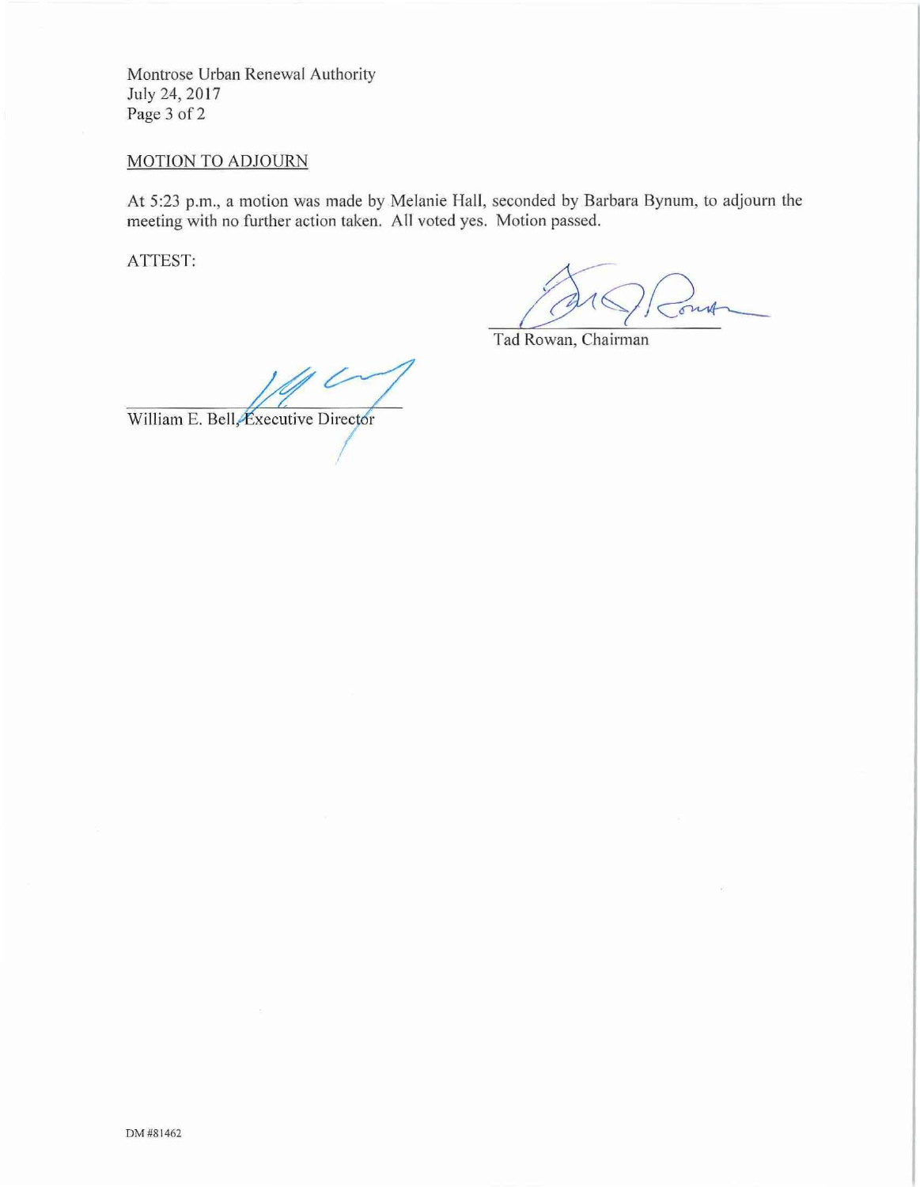## MOTION TO ADJOURN

At 5:23 p.m., a motion was made by Melanie Hall, seconded by Barbara Bynum, to adjourn the meeting with no further action taken. All voted yes. Motion passed.

ATTEST:

Tad Rowan, Chairman

William E. Bell, Executive Director

DM #81462